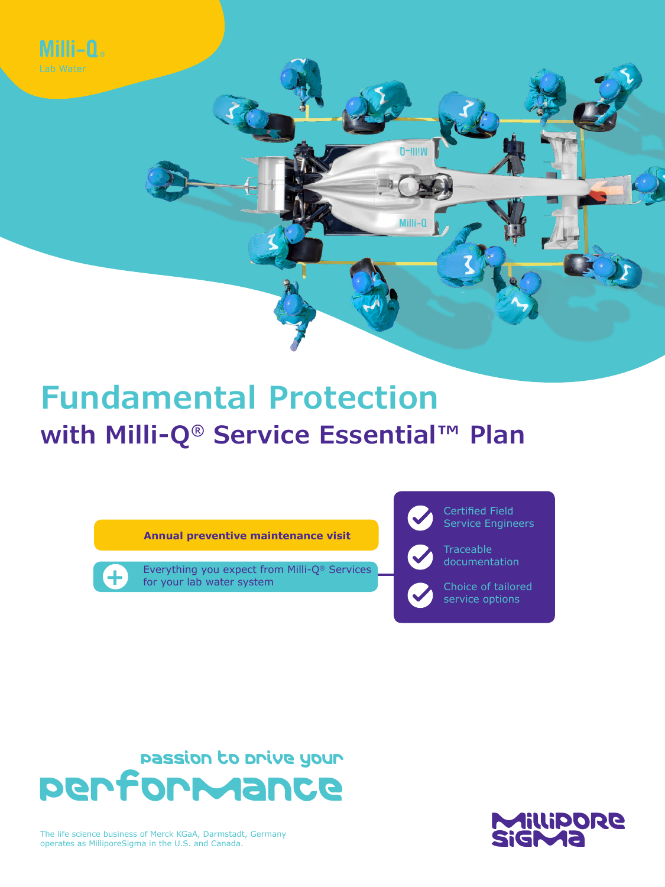Milli-Q®

Lab Water

# Fundamental Protection

## with Milli-Q® Service Essential™ Plan

**Annual preventive maintenance visit**

+ Everything you expect from Milli-Q® Services for your lab water system

- Certified Field Service Engineers
- Traceable documentation
- Choice of tailored service options

passion to drive your performance

The life science business of Merck KGaA, Darmstadt, Germany operates as MilliporeSigma in the U.S. and Canada.

MilliporeSigma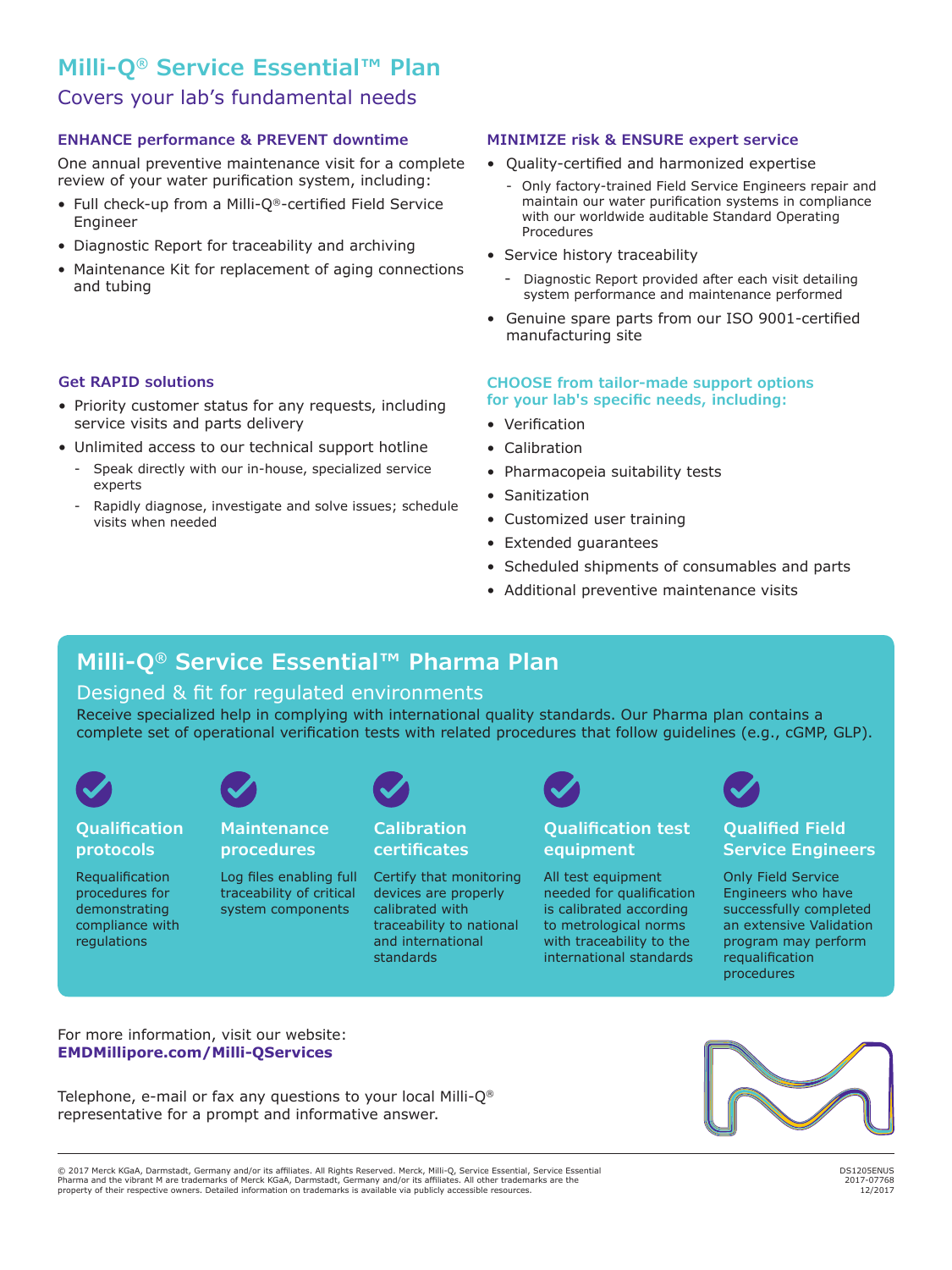# Milli-Q® Service Essential™ Plan

## Covers your lab's fundamental needs

### ENHANCE performance & PREVENT downtime

One annual preventive maintenance visit for a complete review of your water purification system, including:

- Full check-up from a Milli-Q®-certified Field Service Engineer
- Diagnostic Report for traceability and archiving
- Maintenance Kit for replacement of aging connections and tubing

### Get RAPID solutions

- Priority customer status for any requests, including service visits and parts delivery
- Unlimited access to our technical support hotline
  - Speak directly with our in-house, specialized service experts
  - Rapidly diagnose, investigate and solve issues; schedule visits when needed

### MINIMIZE risk & ENSURE expert service

- Quality-certified and harmonized expertise
  - Only factory-trained Field Service Engineers repair and maintain our water purification systems in compliance with our worldwide auditable Standard Operating Procedures
- Service history traceability
  - Diagnostic Report provided after each visit detailing system performance and maintenance performed
- Genuine spare parts from our ISO 9001-certified manufacturing site

### CHOOSE from tailor-made support options for your lab's specific needs, including:

- Verification
- Calibration
- Pharmacopeia suitability tests
- Sanitization
- Customized user training
- Extended guarantees
- Scheduled shipments of consumables and parts
- Additional preventive maintenance visits

## Milli-Q® Service Essential™ Pharma Plan

### Designed & fit for regulated environments

Receive specialized help in complying with international quality standards. Our Pharma plan contains a complete set of operational verification tests with related procedures that follow guidelines (e.g., cGMP, GLP).

**Qualification protocols**

Requalification procedures for demonstrating compliance with regulations

**Maintenance procedures**

Log files enabling full traceability of critical system components

**Calibration certificates**

Certify that monitoring devices are properly calibrated with traceability to national and international standards

**Qualification test equipment**

All test equipment needed for qualification is calibrated according to metrological norms with traceability to the international standards

**Qualified Field Service Engineers**

Only Field Service Engineers who have successfully completed an extensive Validation program may perform requalification procedures

For more information, visit our website:
**EMDMillipore.com/Milli-QServices**

Telephone, e-mail or fax any questions to your local Milli-Q® representative for a prompt and informative answer.

© 2017 Merck KGaA, Darmstadt, Germany and/or its affiliates. All Rights Reserved. Merck, Milli-Q, Service Essential, Service Essential Pharma and the vibrant M are trademarks of Merck KGaA, Darmstadt, Germany and/or its affiliates. All other trademarks are the property of their respective owners. Detailed information on trademarks is available via publicly accessible resources.

DS1205ENUS
2017-07768
12/2017